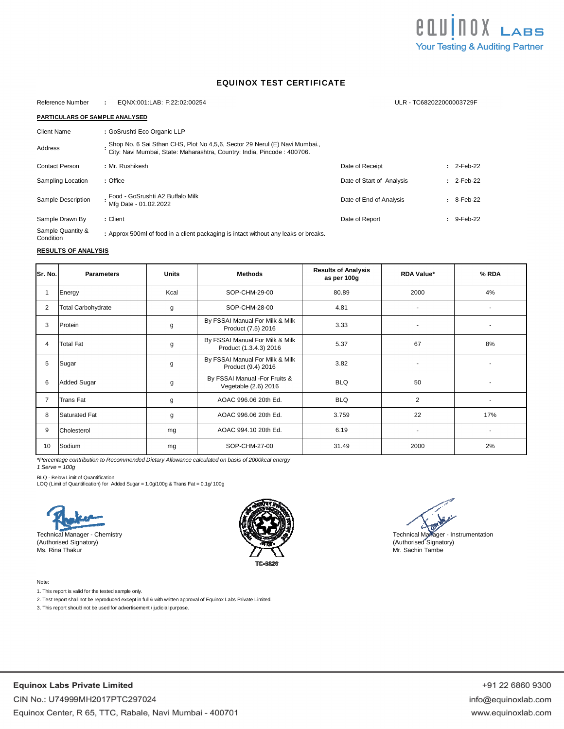equinox LABS
Your Testing & Auditing Partner

# EQUINOX TEST CERTIFICATE

Reference Number : EQNX:001:LAB: F:22:02:00254 ULR - TC682022000003729F

**PARTICULARS OF SAMPLE ANALYSED**

| | | | |
|---|---|---|---|
| Client Name | : GoSrushti Eco Organic LLP | | |
| Address | : Shop No. 6 Sai Sthan CHS, Plot No 4,5,6, Sector 29 Nerul (E) Navi Mumbai., City: Navi Mumbai, State: Maharashtra, Country: India, Pincode : 400706. | | |
| Contact Person | : Mr. Rushikesh | Date of Receipt | : 2-Feb-22 |
| Sampling Location | : Office | Date of Start of Analysis | : 2-Feb-22 |
| Sample Description | : Food - GoSrushti A2 Buffalo Milk Mfg Date - 01.02.2022 | Date of End of Analysis | : 8-Feb-22 |
| Sample Drawn By | : Client | Date of Report | : 9-Feb-22 |
| Sample Quantity & Condition | : Approx 500ml of food in a client packaging is intact without any leaks or breaks. | | |

**RESULTS OF ANALYSIS**

| Sr. No. | Parameters | Units | Methods | Results of Analysis as per 100g | RDA Value* | % RDA |
|---|---|---|---|---|---|---|
| 1 | Energy | Kcal | SOP-CHM-29-00 | 80.89 | 2000 | 4% |
| 2 | Total Carbohydrate | g | SOP-CHM-28-00 | 4.81 | - | - |
| 3 | Protein | g | By FSSAI Manual For Milk & Milk Product (7.5) 2016 | 3.33 | - | - |
| 4 | Total Fat | g | By FSSAI Manual For Milk & Milk Product (1.3.4.3) 2016 | 5.37 | 67 | 8% |
| 5 | Sugar | g | By FSSAI Manual For Milk & Milk Product (9.4) 2016 | 3.82 | - | - |
| 6 | Added Sugar | g | By FSSAI Manual -For Fruits & Vegetable (2.6) 2016 | BLQ | 50 | - |
| 7 | Trans Fat | g | AOAC 996.06 20th Ed. | BLQ | 2 | - |
| 8 | Saturated Fat | g | AOAC 996.06 20th Ed. | 3.759 | 22 | 17% |
| 9 | Cholesterol | mg | AOAC 994.10 20th Ed. | 6.19 | - | - |
| 10 | Sodium | mg | SOP-CHM-27-00 | 31.49 | 2000 | 2% |

*\*Percentage contribution to Recommended Dietary Allowance calculated on basis of 2000kcal energy*
*1 Serve = 100g*

BLQ - Below Limit of Quantification
LOQ (Limit of Quantification) for Added Sugar = 1.0g/100g & Trans Fat = 0.1g/ 100g

Technical Manager - Chemistry
(Authorised Signatory)
Ms. Rina Thakur

TC-6829

Technical Manager - Instrumentation
(Authorised Signatory)
Mr. Sachin Tambe

Note:

1. This report is valid for the tested sample only.
2. Test report shall not be reproduced except in full & with written approval of Equinox Labs Private Limited.
3. This report should not be used for advertisement / judicial purpose.

**Equinox Labs Private Limited**
CIN No.: U74999MH2017PTC297024
Equinox Center, R 65, TTC, Rabale, Navi Mumbai - 400701

+91 22 6860 9300
info@equinoxlab.com
www.equinoxlab.com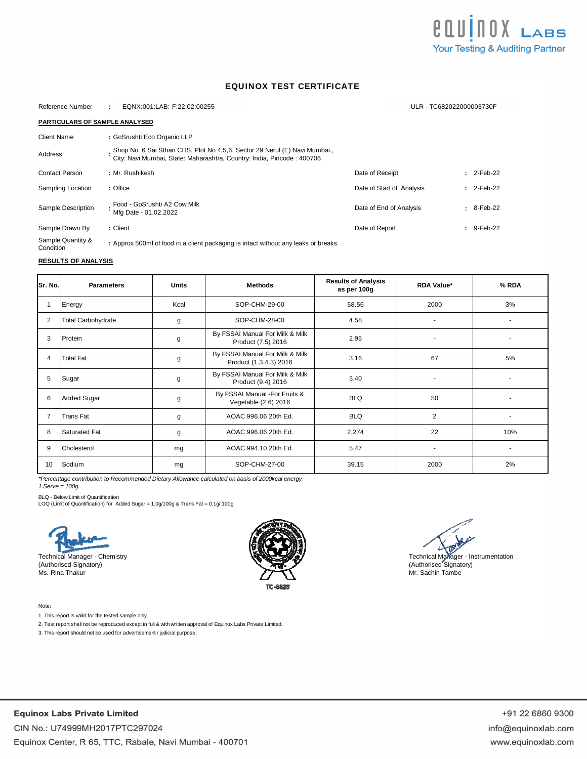equinox LABS
Your Testing & Auditing Partner

# EQUINOX TEST CERTIFICATE

Reference Number : EQNX:001:LAB: F:22:02:00255 ULR - TC682022000003730F

**PARTICULARS OF SAMPLE ANALYSED**

| | | | |
|---|---|---|---|
| Client Name | : GoSrushti Eco Organic LLP | | |
| Address | : Shop No. 6 Sai Sthan CHS, Plot No 4,5,6, Sector 29 Nerul (E) Navi Mumbai., City: Navi Mumbai, State: Maharashtra, Country: India, Pincode : 400706. | | |
| Contact Person | : Mr. Rushikesh | Date of Receipt | : 2-Feb-22 |
| Sampling Location | : Office | Date of Start of Analysis | : 2-Feb-22 |
| Sample Description | : Food - GoSrushti A2 Cow Milk Mfg Date - 01.02.2022 | Date of End of Analysis | : 8-Feb-22 |
| Sample Drawn By | : Client | Date of Report | : 9-Feb-22 |
| Sample Quantity & Condition | : Approx 500ml of food in a client packaging is intact without any leaks or breaks. | | |

**RESULTS OF ANALYSIS**

| Sr. No. | Parameters | Units | Methods | Results of Analysis as per 100g | RDA Value* | % RDA |
|---|---|---|---|---|---|---|
| 1 | Energy | Kcal | SOP-CHM-29-00 | 58.56 | 2000 | 3% |
| 2 | Total Carbohydrate | g | SOP-CHM-28-00 | 4.58 | - | - |
| 3 | Protein | g | By FSSAI Manual For Milk & Milk Product (7.5) 2016 | 2.95 | - | - |
| 4 | Total Fat | g | By FSSAI Manual For Milk & Milk Product (1.3.4.3) 2016 | 3.16 | 67 | 5% |
| 5 | Sugar | g | By FSSAI Manual For Milk & Milk Product (9.4) 2016 | 3.40 | - | - |
| 6 | Added Sugar | g | By FSSAI Manual -For Fruits & Vegetable (2.6) 2016 | BLQ | 50 | - |
| 7 | Trans Fat | g | AOAC 996.06 20th Ed. | BLQ | 2 | - |
| 8 | Saturated Fat | g | AOAC 996.06 20th Ed. | 2.274 | 22 | 10% |
| 9 | Cholesterol | mg | AOAC 994.10 20th Ed. | 5.47 | - | - |
| 10 | Sodium | mg | SOP-CHM-27-00 | 39.15 | 2000 | 2% |

*\*Percentage contribution to Recommended Dietary Allowance calculated on basis of 2000kcal energy*
*1 Serve = 100g*

BLQ - Below Limit of Quantification
LOQ (Limit of Quantification) for Added Sugar = 1.0g/100g & Trans Fat = 0.1g/ 100g

Technical Manager - Chemistry
(Authorised Signatory)
Ms. Rina Thakur

TC-6820

Technical Manager - Instrumentation
(Authorised Signatory)
Mr. Sachin Tambe

Note:

1. This report is valid for the tested sample only.
2. Test report shall not be reproduced except in full & with written approval of Equinox Labs Private Limited.
3. This report should not be used for advertisement / judicial purpose.

**Equinox Labs Private Limited**
CIN No.: U74999MH2017PTC297024
Equinox Center, R 65, TTC, Rabale, Navi Mumbai - 400701

+91 22 6860 9300
info@equinoxlab.com
www.equinoxlab.com